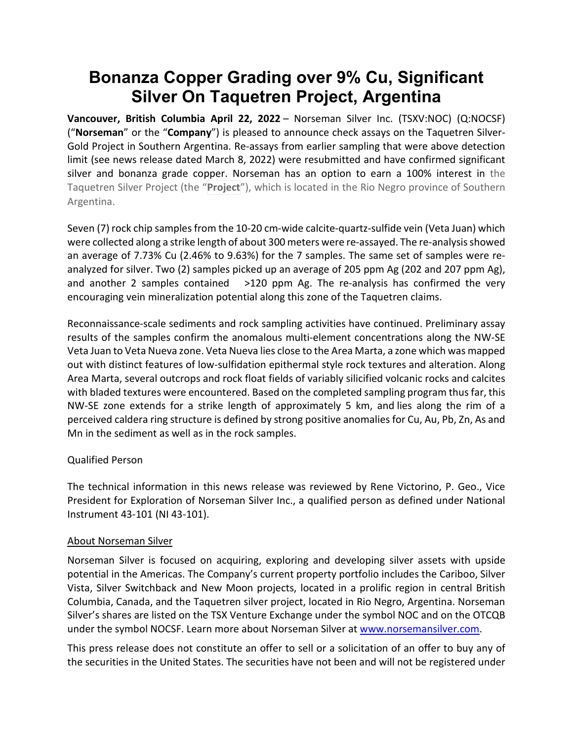# Bonanza Copper Grading over 9% Cu, Significant Silver On Taquetren Project, Argentina

**Vancouver, British Columbia April 22, 2022** – Norseman Silver Inc. (TSXV:NOC) (Q:NOCSF) ("**Norseman**" or the "**Company**") is pleased to announce check assays on the Taquetren Silver-Gold Project in Southern Argentina. Re-assays from earlier sampling that were above detection limit (see news release dated March 8, 2022) were resubmitted and have confirmed significant silver and bonanza grade copper. Norseman has an option to earn a 100% interest in the Taquetren Silver Project (the "**Project**"), which is located in the Rio Negro province of Southern Argentina.

Seven (7) rock chip samples from the 10-20 cm-wide calcite-quartz-sulfide vein (Veta Juan) which were collected along a strike length of about 300 meters were re-assayed. The re-analysis showed an average of 7.73% Cu (2.46% to 9.63%) for the 7 samples. The same set of samples were re-analyzed for silver. Two (2) samples picked up an average of 205 ppm Ag (202 and 207 ppm Ag), and another 2 samples contained >120 ppm Ag. The re-analysis has confirmed the very encouraging vein mineralization potential along this zone of the Taquetren claims.

Reconnaissance-scale sediments and rock sampling activities have continued. Preliminary assay results of the samples confirm the anomalous multi-element concentrations along the NW-SE Veta Juan to Veta Nueva zone. Veta Nueva lies close to the Area Marta, a zone which was mapped out with distinct features of low-sulfidation epithermal style rock textures and alteration. Along Area Marta, several outcrops and rock float fields of variably silicified volcanic rocks and calcites with bladed textures were encountered. Based on the completed sampling program thus far, this NW-SE zone extends for a strike length of approximately 5 km, and lies along the rim of a perceived caldera ring structure is defined by strong positive anomalies for Cu, Au, Pb, Zn, As and Mn in the sediment as well as in the rock samples.

Qualified Person

The technical information in this news release was reviewed by Rene Victorino, P. Geo., Vice President for Exploration of Norseman Silver Inc., a qualified person as defined under National Instrument 43-101 (NI 43-101).

About Norseman Silver

Norseman Silver is focused on acquiring, exploring and developing silver assets with upside potential in the Americas. The Company's current property portfolio includes the Cariboo, Silver Vista, Silver Switchback and New Moon projects, located in a prolific region in central British Columbia, Canada, and the Taquetren silver project, located in Rio Negro, Argentina. Norseman Silver's shares are listed on the TSX Venture Exchange under the symbol NOC and on the OTCQB under the symbol NOCSF. Learn more about Norseman Silver at [www.norsemansilver.com](www.norsemansilver.com).

This press release does not constitute an offer to sell or a solicitation of an offer to buy any of the securities in the United States. The securities have not been and will not be registered under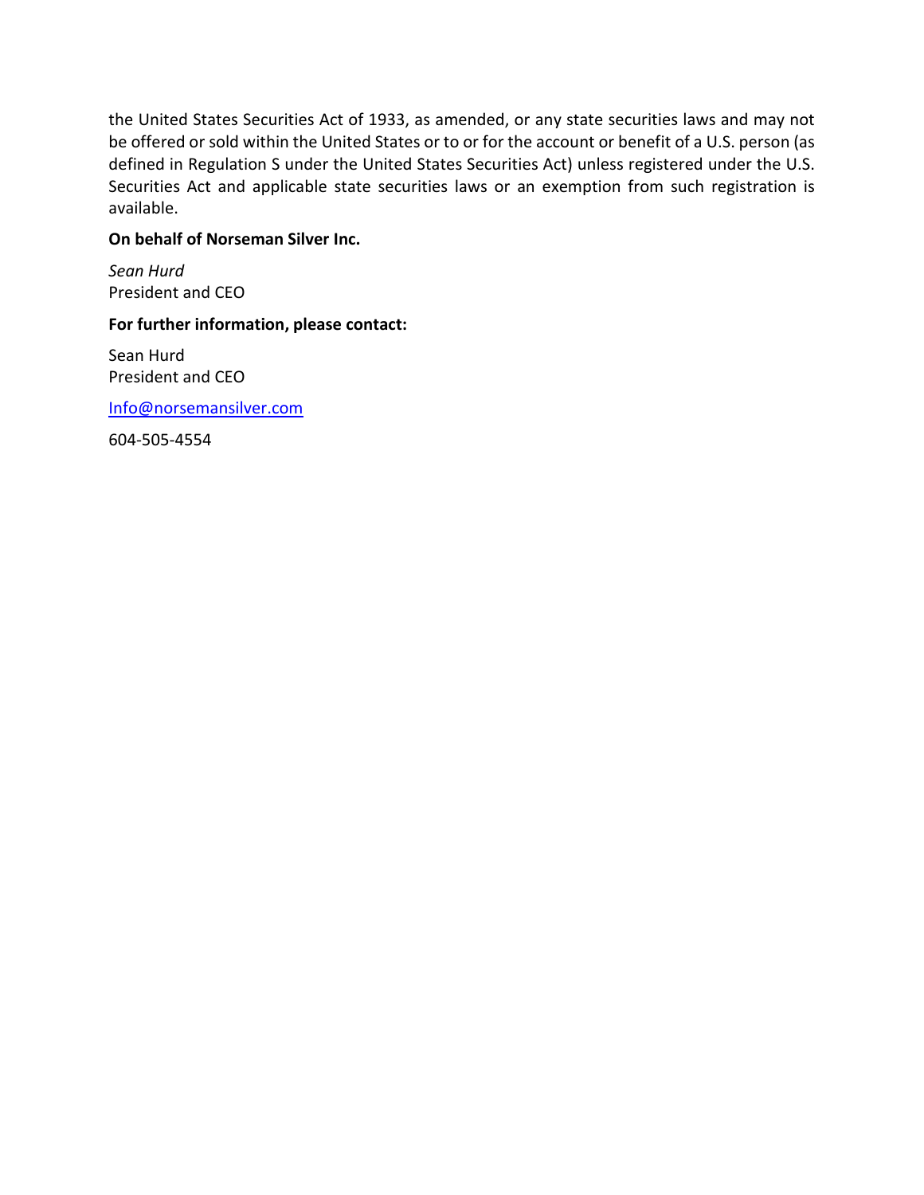the United States Securities Act of 1933, as amended, or any state securities laws and may not be offered or sold within the United States or to or for the account or benefit of a U.S. person (as defined in Regulation S under the United States Securities Act) unless registered under the U.S. Securities Act and applicable state securities laws or an exemption from such registration is available.

**On behalf of Norseman Silver Inc.**

*Sean Hurd*
President and CEO

**For further information, please contact:**

Sean Hurd
President and CEO

Info@norsemansilver.com

604-505-4554